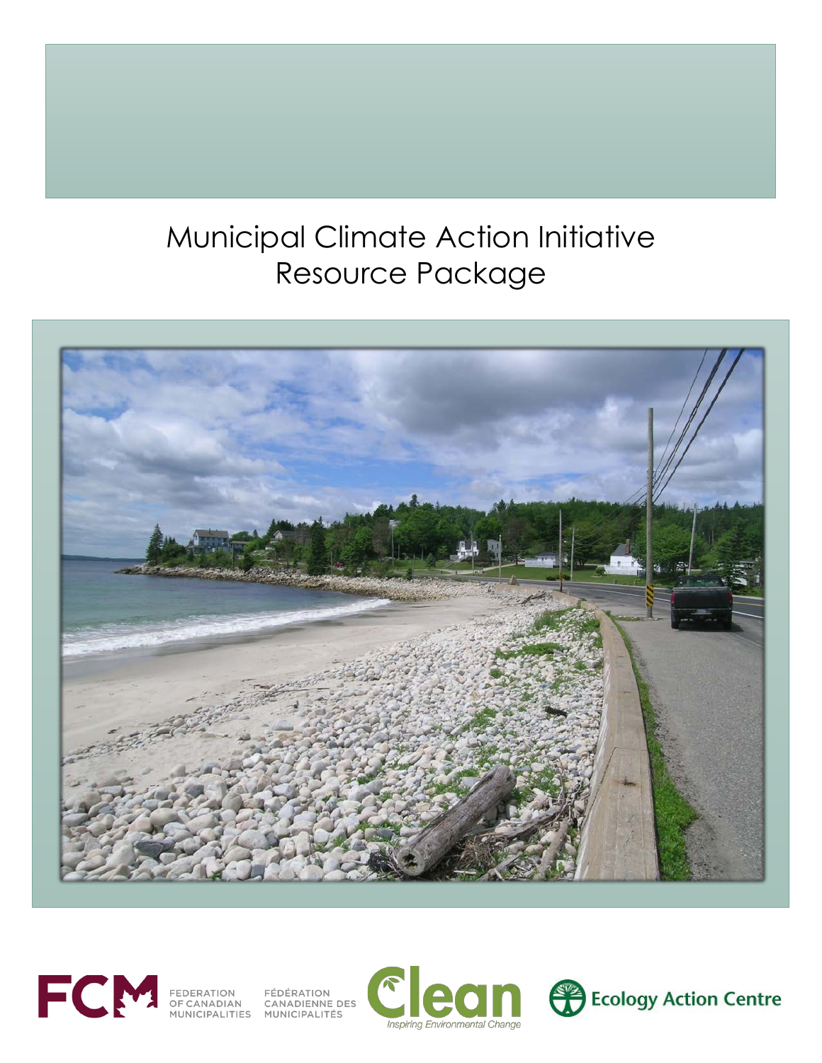# Municipal Climate Action Initiative Resource Package

FCM FEDERATION OF CANADIAN MUNICIPALITIES FÉDÉRATION CANADIENNE DES MUNICIPALITÉS

Clean *Inspiring Environmental Change*

Ecology Action Centre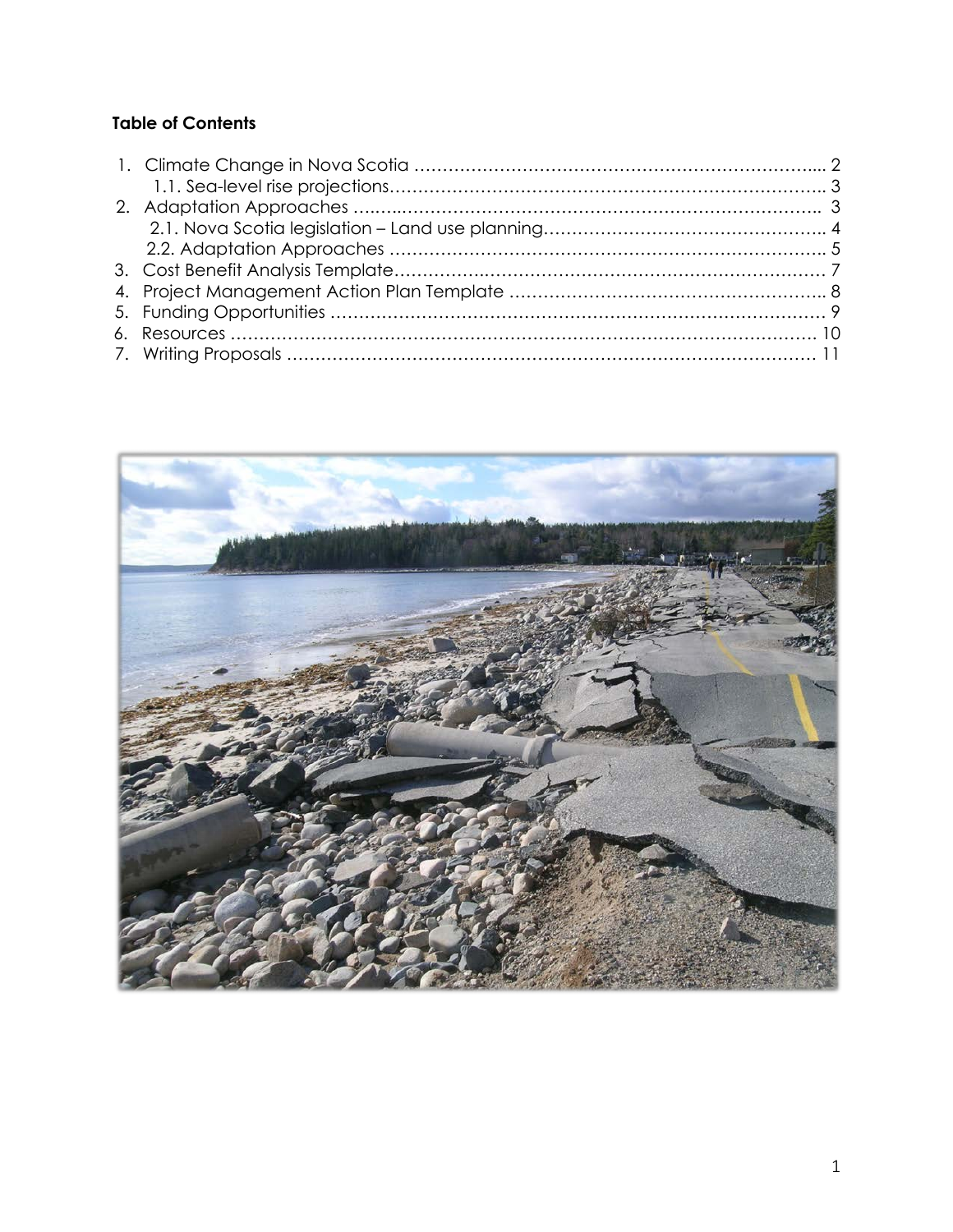**Table of Contents**

1. Climate Change in Nova Scotia ........................................................................ 2
    1.1. Sea-level rise projections........................................................................ 3
2. Adaptation Approaches .................................................................................. 3
    2.1. Nova Scotia legislation – Land use planning.............................................. 4
    2.2. Adaptation Approaches ........................................................................ 5
3. Cost Benefit Analysis Template...................................................................... 7
4. Project Management Action Plan Template ..................................................... 8
5. Funding Opportunities .................................................................................... 9
6. Resources .................................................................................................... 10
7. Writing Proposals ......................................................................................... 11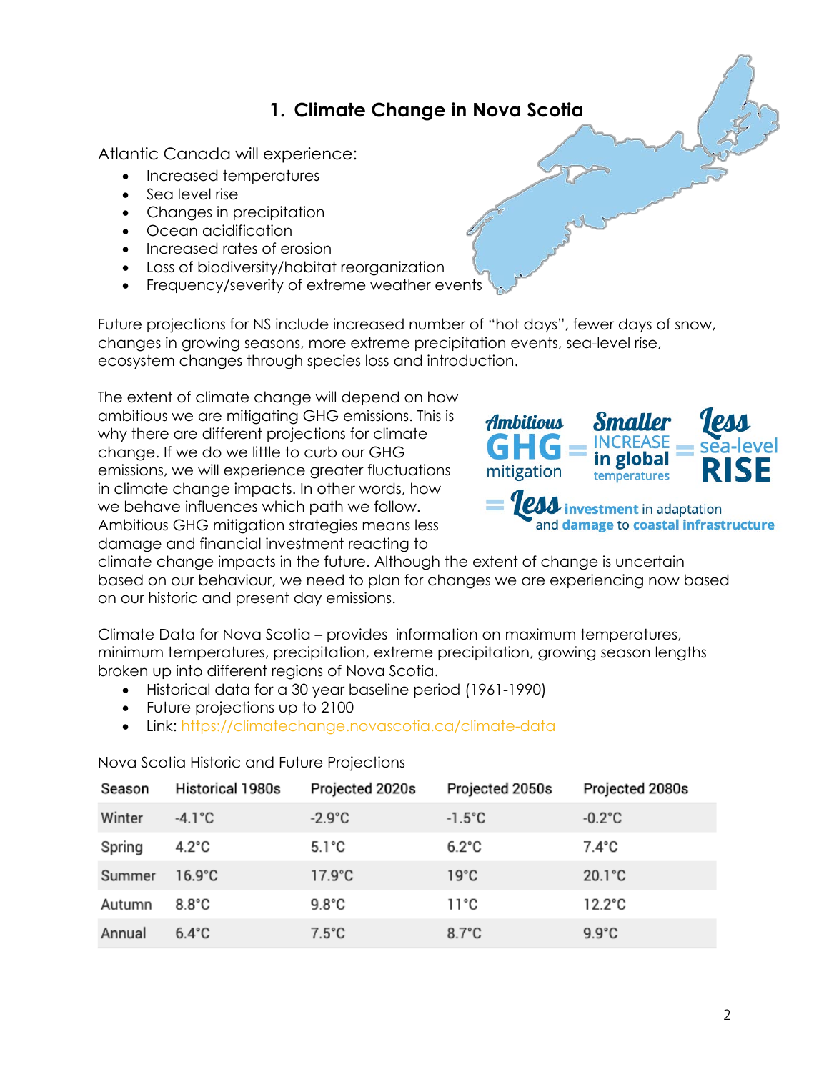## 1. Climate Change in Nova Scotia

Atlantic Canada will experience:

- Increased temperatures
- Sea level rise
- Changes in precipitation
- Ocean acidification
- Increased rates of erosion
- Loss of biodiversity/habitat reorganization
- Frequency/severity of extreme weather events

Future projections for NS include increased number of "hot days", fewer days of snow, changes in growing seasons, more extreme precipitation events, sea-level rise, ecosystem changes through species loss and introduction.

The extent of climate change will depend on how ambitious we are mitigating GHG emissions. This is why there are different projections for climate change. If we do we little to curb our GHG emissions, we will experience greater fluctuations in climate change impacts. In other words, how we behave influences which path we follow. Ambitious GHG mitigation strategies means less damage and financial investment reacting to climate change impacts in the future. Although the extent of change is uncertain based on our behaviour, we need to plan for changes we are experiencing now based on our historic and present day emissions.

Ambitious GHG mitigation = Smaller INCREASE in global temperatures = Less sea-level RISE = Less investment in adaptation and damage to coastal infrastructure

Climate Data for Nova Scotia – provides information on maximum temperatures, minimum temperatures, precipitation, extreme precipitation, growing season lengths broken up into different regions of Nova Scotia.

- Historical data for a 30 year baseline period (1961-1990)
- Future projections up to 2100
- Link: https://climatechange.novascotia.ca/climate-data

Nova Scotia Historic and Future Projections

| Season | Historical 1980s | Projected 2020s | Projected 2050s | Projected 2080s |
|---|---|---|---|---|
| Winter | -4.1°C | -2.9°C | -1.5°C | -0.2°C |
| Spring | 4.2°C | 5.1°C | 6.2°C | 7.4°C |
| Summer | 16.9°C | 17.9°C | 19°C | 20.1°C |
| Autumn | 8.8°C | 9.8°C | 11°C | 12.2°C |
| Annual | 6.4°C | 7.5°C | 8.7°C | 9.9°C |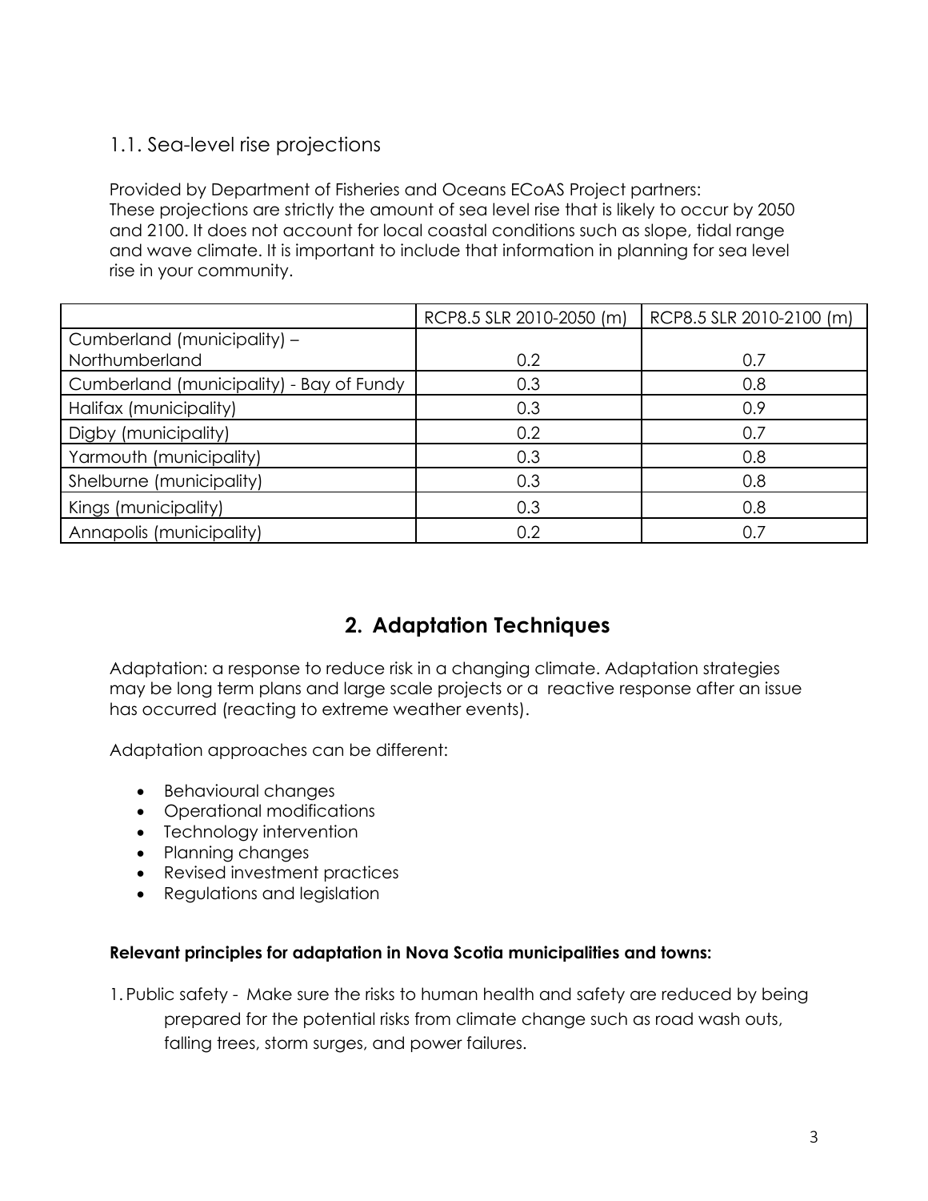### 1.1. Sea-level rise projections

Provided by Department of Fisheries and Oceans ECoAS Project partners:
These projections are strictly the amount of sea level rise that is likely to occur by 2050 and 2100. It does not account for local coastal conditions such as slope, tidal range and wave climate. It is important to include that information in planning for sea level rise in your community.

| | RCP8.5 SLR 2010-2050 (m) | RCP8.5 SLR 2010-2100 (m) |
|---|---|---|
| Cumberland (municipality) – Northumberland | 0.2 | 0.7 |
| Cumberland (municipality) - Bay of Fundy | 0.3 | 0.8 |
| Halifax (municipality) | 0.3 | 0.9 |
| Digby (municipality) | 0.2 | 0.7 |
| Yarmouth (municipality) | 0.3 | 0.8 |
| Shelburne (municipality) | 0.3 | 0.8 |
| Kings (municipality) | 0.3 | 0.8 |
| Annapolis (municipality) | 0.2 | 0.7 |

## 2. Adaptation Techniques

Adaptation: a response to reduce risk in a changing climate. Adaptation strategies may be long term plans and large scale projects or a reactive response after an issue has occurred (reacting to extreme weather events).

Adaptation approaches can be different:

- Behavioural changes
- Operational modifications
- Technology intervention
- Planning changes
- Revised investment practices
- Regulations and legislation

**Relevant principles for adaptation in Nova Scotia municipalities and towns:**

1. Public safety - Make sure the risks to human health and safety are reduced by being prepared for the potential risks from climate change such as road wash outs, falling trees, storm surges, and power failures.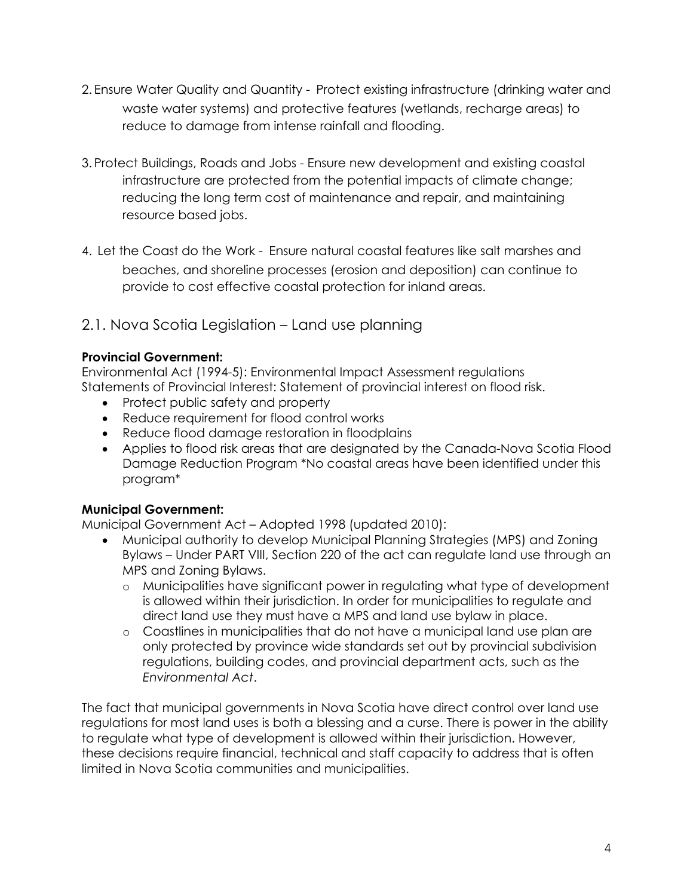2. Ensure Water Quality and Quantity - Protect existing infrastructure (drinking water and waste water systems) and protective features (wetlands, recharge areas) to reduce to damage from intense rainfall and flooding.

3. Protect Buildings, Roads and Jobs - Ensure new development and existing coastal infrastructure are protected from the potential impacts of climate change; reducing the long term cost of maintenance and repair, and maintaining resource based jobs.

4. Let the Coast do the Work - Ensure natural coastal features like salt marshes and beaches, and shoreline processes (erosion and deposition) can continue to provide to cost effective coastal protection for inland areas.

## 2.1. Nova Scotia Legislation – Land use planning

**Provincial Government:**

Environmental Act (1994-5): Environmental Impact Assessment regulations
Statements of Provincial Interest: Statement of provincial interest on flood risk.

- Protect public safety and property
- Reduce requirement for flood control works
- Reduce flood damage restoration in floodplains
- Applies to flood risk areas that are designated by the Canada-Nova Scotia Flood Damage Reduction Program *No coastal areas have been identified under this program*

**Municipal Government:**

Municipal Government Act – Adopted 1998 (updated 2010):

- Municipal authority to develop Municipal Planning Strategies (MPS) and Zoning Bylaws – Under PART VIII, Section 220 of the act can regulate land use through an MPS and Zoning Bylaws.
  - Municipalities have significant power in regulating what type of development is allowed within their jurisdiction. In order for municipalities to regulate and direct land use they must have a MPS and land use bylaw in place.
  - Coastlines in municipalities that do not have a municipal land use plan are only protected by province wide standards set out by provincial subdivision regulations, building codes, and provincial department acts, such as the *Environmental Act*.

The fact that municipal governments in Nova Scotia have direct control over land use regulations for most land uses is both a blessing and a curse. There is power in the ability to regulate what type of development is allowed within their jurisdiction. However, these decisions require financial, technical and staff capacity to address that is often limited in Nova Scotia communities and municipalities.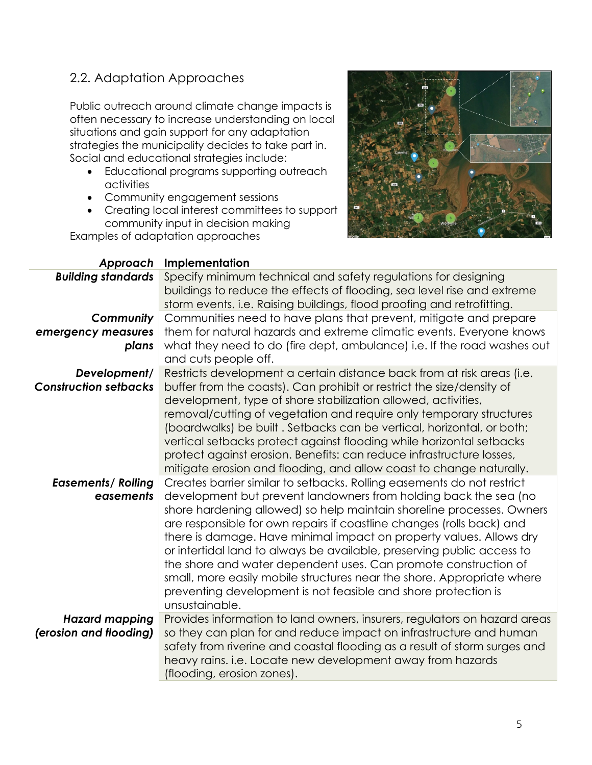## 2.2. Adaptation Approaches

Public outreach around climate change impacts is often necessary to increase understanding on local situations and gain support for any adaptation strategies the municipality decides to take part in. Social and educational strategies include:

- Educational programs supporting outreach activities
- Community engagement sessions
- Creating local interest committees to support community input in decision making

Examples of adaptation approaches

| *Approach* | **Implementation** |
| --- | --- |
| ***Building standards*** | Specify minimum technical and safety regulations for designing buildings to reduce the effects of flooding, sea level rise and extreme storm events. i.e. Raising buildings, flood proofing and retrofitting. |
| ***Community emergency measures plans*** | Communities need to have plans that prevent, mitigate and prepare them for natural hazards and extreme climatic events. Everyone knows what they need to do (fire dept, ambulance) i.e. If the road washes out and cuts people off. |
| ***Development/ Construction setbacks*** | Restricts development a certain distance back from at risk areas (i.e. buffer from the coasts). Can prohibit or restrict the size/density of development, type of shore stabilization allowed, activities, removal/cutting of vegetation and require only temporary structures (boardwalks) be built . Setbacks can be vertical, horizontal, or both; vertical setbacks protect against flooding while horizontal setbacks protect against erosion. Benefits: can reduce infrastructure losses, mitigate erosion and flooding, and allow coast to change naturally. |
| ***Easements/ Rolling easements*** | Creates barrier similar to setbacks. Rolling easements do not restrict development but prevent landowners from holding back the sea (no shore hardening allowed) so help maintain shoreline processes. Owners are responsible for own repairs if coastline changes (rolls back) and there is damage. Have minimal impact on property values. Allows dry or intertidal land to always be available, preserving public access to the shore and water dependent uses. Can promote construction of small, more easily mobile structures near the shore. Appropriate where preventing development is not feasible and shore protection is unsustainable. |
| ***Hazard mapping (erosion and flooding)*** | Provides information to land owners, insurers, regulators on hazard areas so they can plan for and reduce impact on infrastructure and human safety from riverine and coastal flooding as a result of storm surges and heavy rains. i.e. Locate new development away from hazards (flooding, erosion zones). |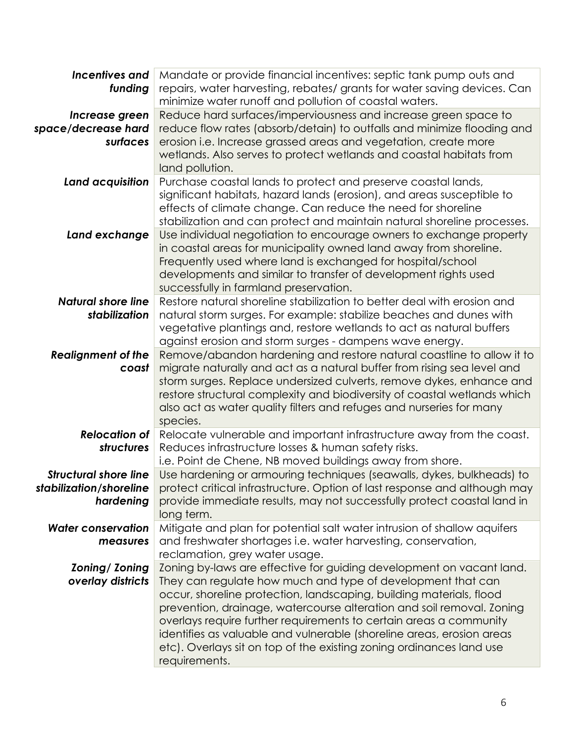| | |
|---|---|
| ***Incentives and funding*** | Mandate or provide financial incentives: septic tank pump outs and repairs, water harvesting, rebates/ grants for water saving devices. Can minimize water runoff and pollution of coastal waters. |
| ***Increase green space/decrease hard surfaces*** | Reduce hard surfaces/imperviousness and increase green space to reduce flow rates (absorb/detain) to outfalls and minimize flooding and erosion i.e. Increase grassed areas and vegetation, create more wetlands. Also serves to protect wetlands and coastal habitats from land pollution. |
| ***Land acquisition*** | Purchase coastal lands to protect and preserve coastal lands, significant habitats, hazard lands (erosion), and areas susceptible to effects of climate change. Can reduce the need for shoreline stabilization and can protect and maintain natural shoreline processes. |
| ***Land exchange*** | Use individual negotiation to encourage owners to exchange property in coastal areas for municipality owned land away from shoreline. Frequently used where land is exchanged for hospital/school developments and similar to transfer of development rights used successfully in farmland preservation. |
| ***Natural shore line stabilization*** | Restore natural shoreline stabilization to better deal with erosion and natural storm surges. For example: stabilize beaches and dunes with vegetative plantings and, restore wetlands to act as natural buffers against erosion and storm surges - dampens wave energy. |
| ***Realignment of the coast*** | Remove/abandon hardening and restore natural coastline to allow it to migrate naturally and act as a natural buffer from rising sea level and storm surges. Replace undersized culverts, remove dykes, enhance and restore structural complexity and biodiversity of coastal wetlands which also act as water quality filters and refuges and nurseries for many species. |
| ***Relocation of structures*** | Relocate vulnerable and important infrastructure away from the coast. Reduces infrastructure losses & human safety risks. i.e. Point de Chene, NB moved buildings away from shore. |
| ***Structural shore line stabilization/shoreline hardening*** | Use hardening or armouring techniques (seawalls, dykes, bulkheads) to protect critical infrastructure. Option of last response and although may provide immediate results, may not successfully protect coastal land in long term. |
| ***Water conservation measures*** | Mitigate and plan for potential salt water intrusion of shallow aquifers and freshwater shortages i.e. water harvesting, conservation, reclamation, grey water usage. |
| ***Zoning/ Zoning overlay districts*** | Zoning by-laws are effective for guiding development on vacant land. They can regulate how much and type of development that can occur, shoreline protection, landscaping, building materials, flood prevention, drainage, watercourse alteration and soil removal. Zoning overlays require further requirements to certain areas a community identifies as valuable and vulnerable (shoreline areas, erosion areas etc). Overlays sit on top of the existing zoning ordinances land use requirements. |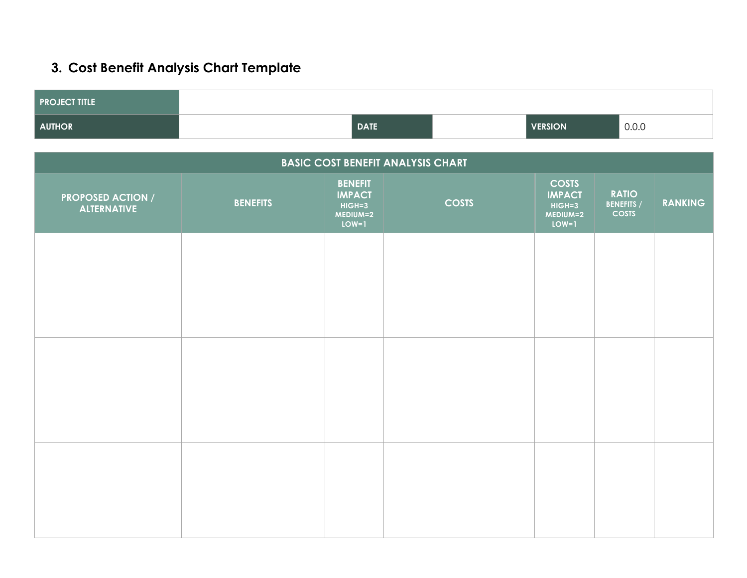## 3. Cost Benefit Analysis Chart Template

| PROJECT TITLE | | | | | |
|---|---|---|---|---|---|
| AUTHOR | | DATE | | VERSION | 0.0.0 |

| BASIC COST BENEFIT ANALYSIS CHART | | | | | | |
|---|---|---|---|---|---|---|
| PROPOSED ACTION / ALTERNATIVE | BENEFITS | BENEFIT IMPACT HIGH=3 MEDIUM=2 LOW=1 | COSTS | COSTS IMPACT HIGH=3 MEDIUM=2 LOW=1 | RATIO BENEFITS / COSTS | RANKING |
| | | | | | | |
| | | | | | | |
| | | | | | | |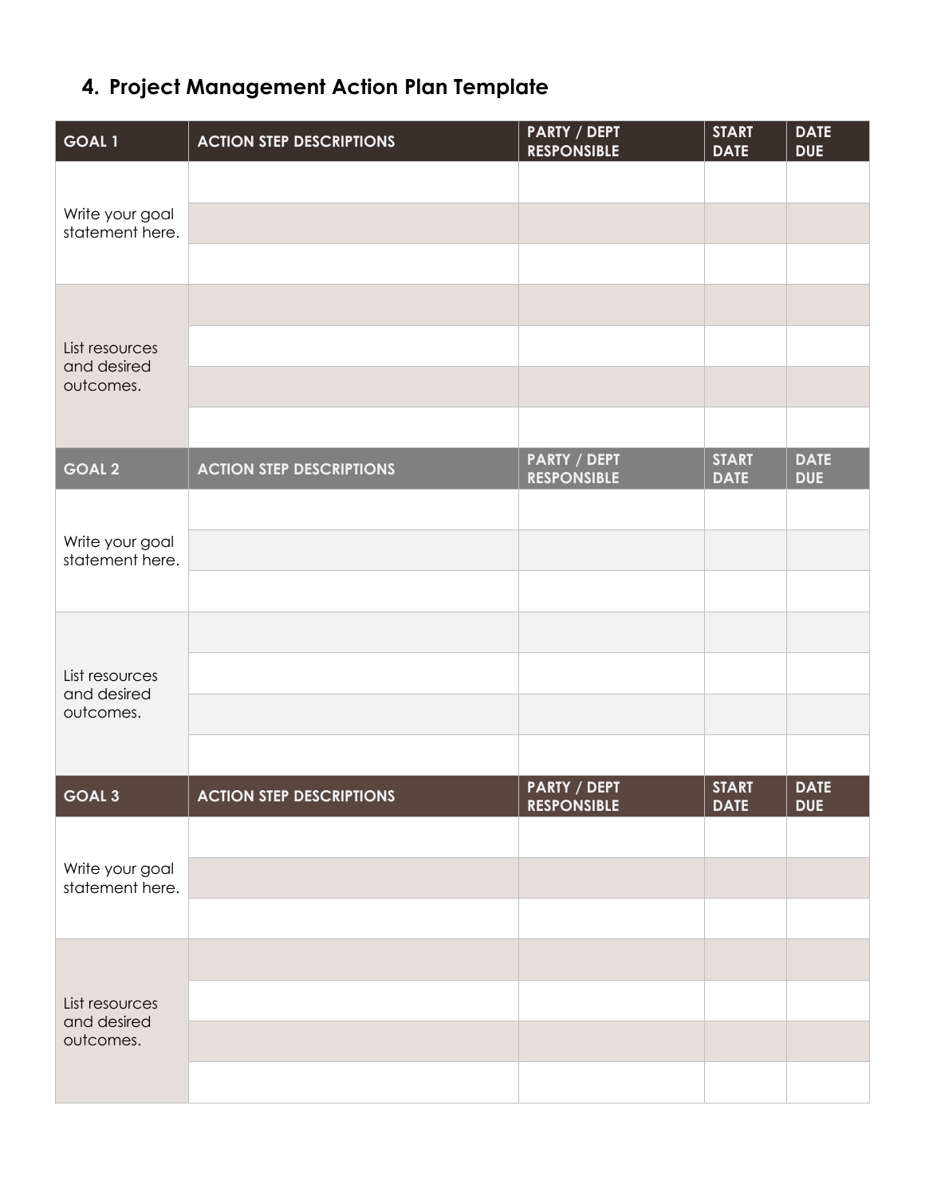## 4. Project Management Action Plan Template

| GOAL 1 | ACTION STEP DESCRIPTIONS | PARTY / DEPT RESPONSIBLE | START DATE | DATE DUE |
|---|---|---|---|---|
| Write your goal statement here. | | | | |
| | | | | |
| | | | | |
| List resources and desired outcomes. | | | | |
| | | | | |
| | | | | |
| | | | | |

| GOAL 2 | ACTION STEP DESCRIPTIONS | PARTY / DEPT RESPONSIBLE | START DATE | DATE DUE |
|---|---|---|---|---|
| Write your goal statement here. | | | | |
| | | | | |
| | | | | |
| List resources and desired outcomes. | | | | |
| | | | | |
| | | | | |
| | | | | |

| GOAL 3 | ACTION STEP DESCRIPTIONS | PARTY / DEPT RESPONSIBLE | START DATE | DATE DUE |
|---|---|---|---|---|
| Write your goal statement here. | | | | |
| | | | | |
| | | | | |
| List resources and desired outcomes. | | | | |
| | | | | |
| | | | | |
| | | | | |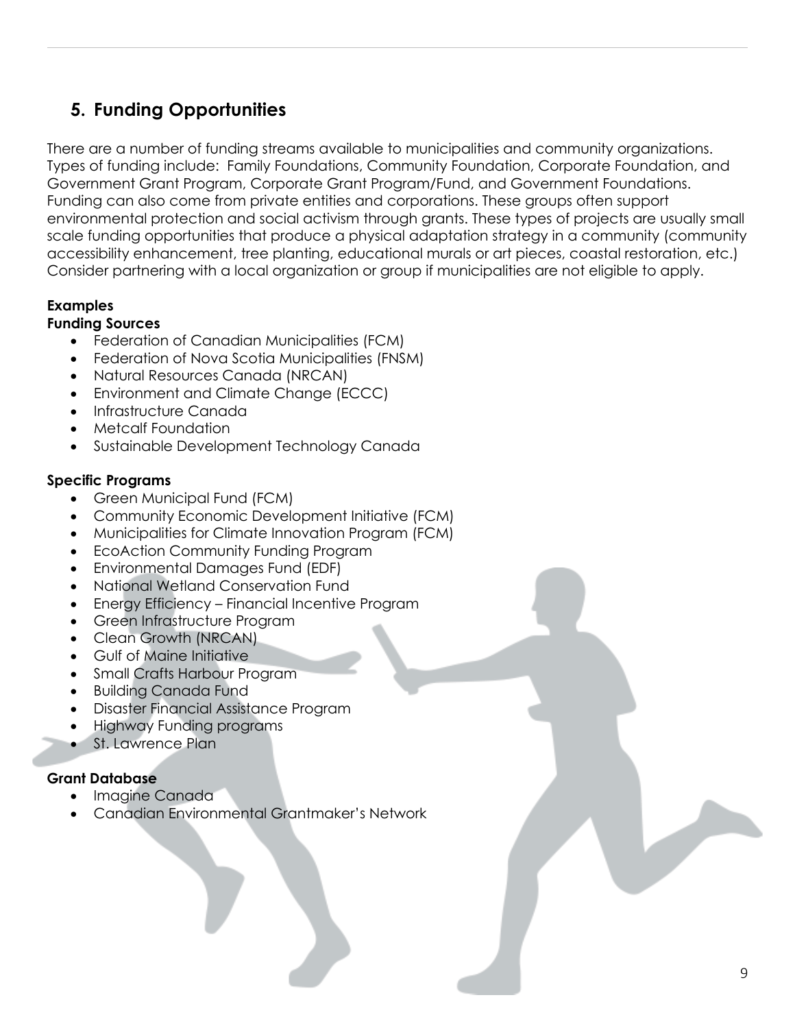## 5. Funding Opportunities

There are a number of funding streams available to municipalities and community organizations. Types of funding include: Family Foundations, Community Foundation, Corporate Foundation, and Government Grant Program, Corporate Grant Program/Fund, and Government Foundations. Funding can also come from private entities and corporations. These groups often support environmental protection and social activism through grants. These types of projects are usually small scale funding opportunities that produce a physical adaptation strategy in a community (community accessibility enhancement, tree planting, educational murals or art pieces, coastal restoration, etc.) Consider partnering with a local organization or group if municipalities are not eligible to apply.

**Examples**

**Funding Sources**

- Federation of Canadian Municipalities (FCM)
- Federation of Nova Scotia Municipalities (FNSM)
- Natural Resources Canada (NRCAN)
- Environment and Climate Change (ECCC)
- Infrastructure Canada
- Metcalf Foundation
- Sustainable Development Technology Canada

**Specific Programs**

- Green Municipal Fund (FCM)
- Community Economic Development Initiative (FCM)
- Municipalities for Climate Innovation Program (FCM)
- EcoAction Community Funding Program
- Environmental Damages Fund (EDF)
- National Wetland Conservation Fund
- Energy Efficiency – Financial Incentive Program
- Green Infrastructure Program
- Clean Growth (NRCAN)
- Gulf of Maine Initiative
- Small Crafts Harbour Program
- Building Canada Fund
- Disaster Financial Assistance Program
- Highway Funding programs
- St. Lawrence Plan

**Grant Database**

- Imagine Canada
- Canadian Environmental Grantmaker's Network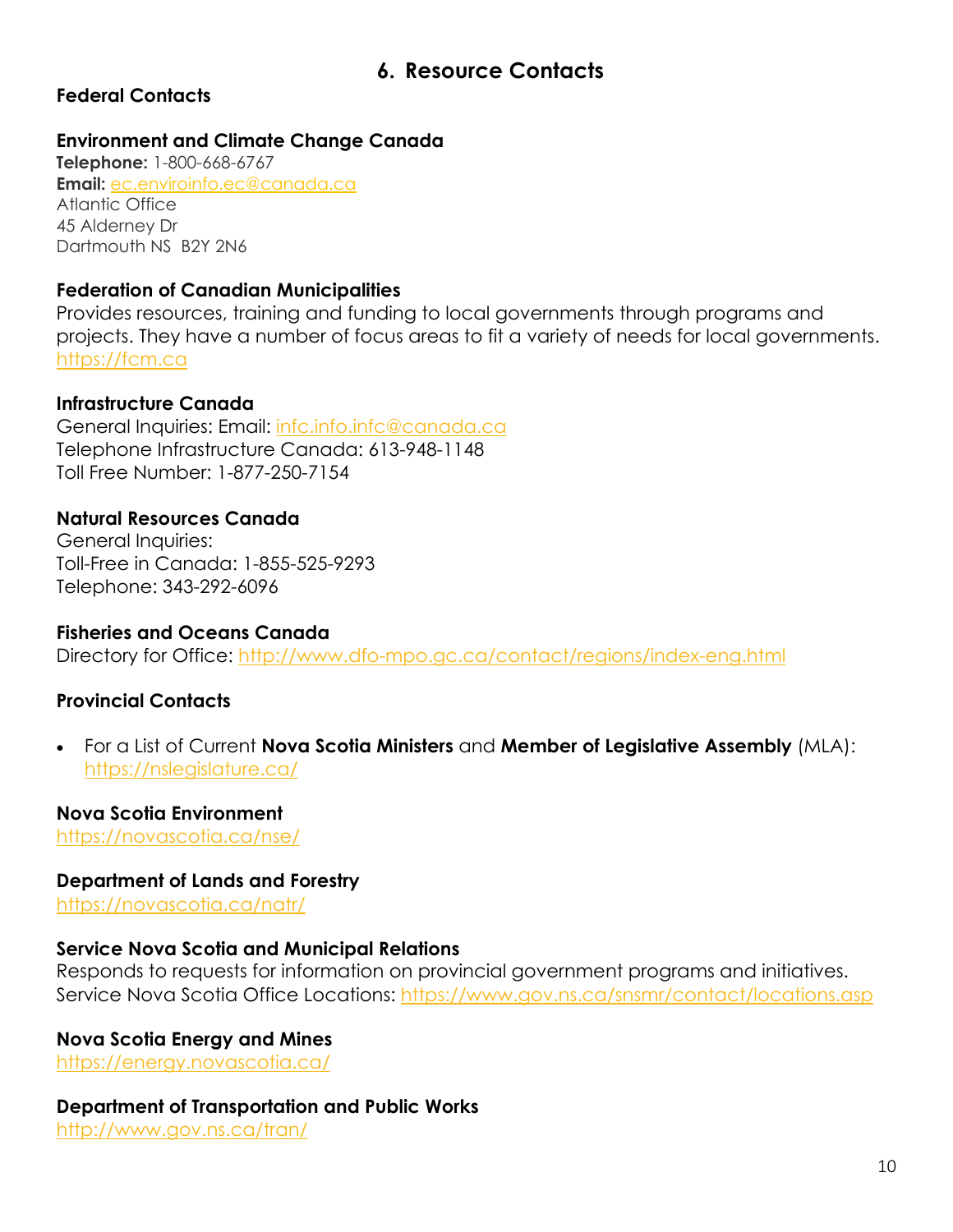## 6. Resource Contacts

### Federal Contacts

#### Environment and Climate Change Canada

**Telephone:** 1-800-668-6767
**Email:** ec.enviroinfo.ec@canada.ca
Atlantic Office
45 Alderney Dr
Dartmouth NS  B2Y 2N6

#### Federation of Canadian Municipalities

Provides resources, training and funding to local governments through programs and projects. They have a number of focus areas to fit a variety of needs for local governments.
https://fcm.ca

#### Infrastructure Canada

General Inquiries: Email: infc.info.infc@canada.ca
Telephone Infrastructure Canada: 613-948-1148
Toll Free Number: 1-877-250-7154

#### Natural Resources Canada

General Inquiries:
Toll-Free in Canada: 1-855-525-9293
Telephone: 343-292-6096

#### Fisheries and Oceans Canada

Directory for Office: http://www.dfo-mpo.gc.ca/contact/regions/index-eng.html

### Provincial Contacts

- For a List of Current **Nova Scotia Ministers** and **Member of Legislative Assembly** (MLA): https://nslegislature.ca/

#### Nova Scotia Environment

https://novascotia.ca/nse/

#### Department of Lands and Forestry

https://novascotia.ca/natr/

#### Service Nova Scotia and Municipal Relations

Responds to requests for information on provincial government programs and initiatives.
Service Nova Scotia Office Locations: https://www.gov.ns.ca/snsmr/contact/locations.asp

#### Nova Scotia Energy and Mines

https://energy.novascotia.ca/

#### Department of Transportation and Public Works

http://www.gov.ns.ca/tran/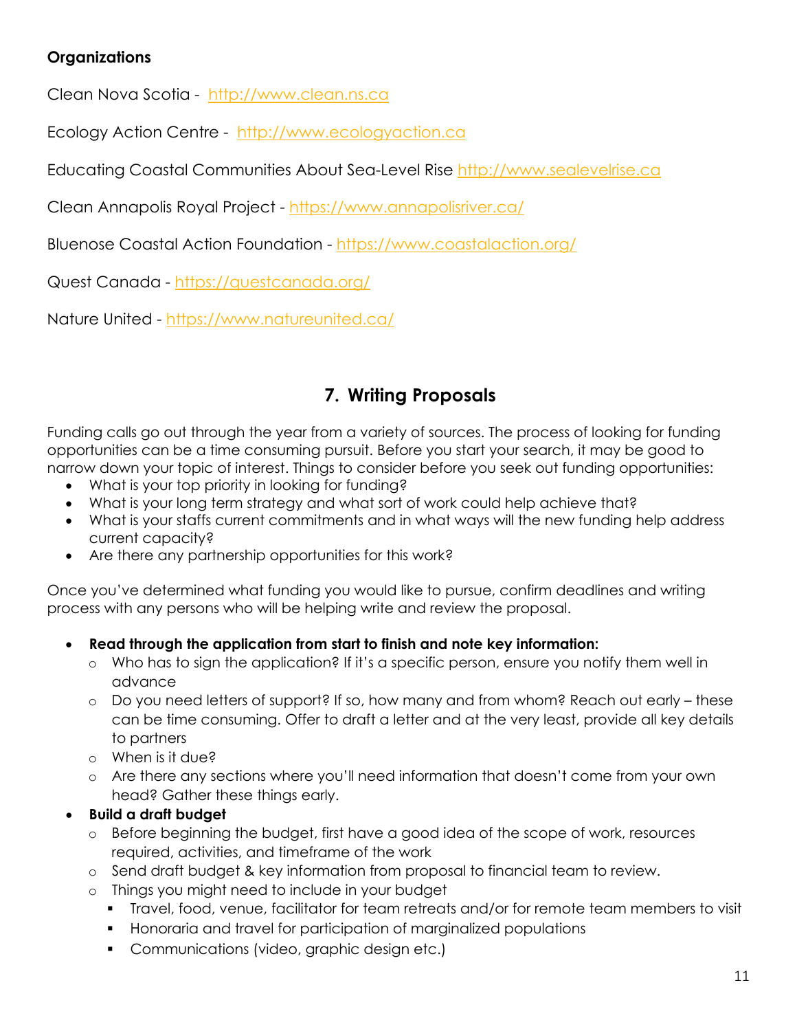**Organizations**

Clean Nova Scotia - [http://www.clean.ns.ca](http://www.clean.ns.ca)

Ecology Action Centre - [http://www.ecologyaction.ca](http://www.ecologyaction.ca)

Educating Coastal Communities About Sea-Level Rise [http://www.sealevelrise.ca](http://www.sealevelrise.ca)

Clean Annapolis Royal Project - [https://www.annapolisriver.ca/](https://www.annapolisriver.ca/)

Bluenose Coastal Action Foundation - [https://www.coastalaction.org/](https://www.coastalaction.org/)

Quest Canada - [https://questcanada.org/](https://questcanada.org/)

Nature United - [https://www.natureunited.ca/](https://www.natureunited.ca/)

## 7. Writing Proposals

Funding calls go out through the year from a variety of sources. The process of looking for funding opportunities can be a time consuming pursuit. Before you start your search, it may be good to narrow down your topic of interest. Things to consider before you seek out funding opportunities:

- What is your top priority in looking for funding?
- What is your long term strategy and what sort of work could help achieve that?
- What is your staffs current commitments and in what ways will the new funding help address current capacity?
- Are there any partnership opportunities for this work?

Once you've determined what funding you would like to pursue, confirm deadlines and writing process with any persons who will be helping write and review the proposal.

- **Read through the application from start to finish and note key information:**
  - Who has to sign the application? If it's a specific person, ensure you notify them well in advance
  - Do you need letters of support? If so, how many and from whom? Reach out early – these can be time consuming. Offer to draft a letter and at the very least, provide all key details to partners
  - When is it due?
  - Are there any sections where you'll need information that doesn't come from your own head? Gather these things early.
- **Build a draft budget**
  - Before beginning the budget, first have a good idea of the scope of work, resources required, activities, and timeframe of the work
  - Send draft budget & key information from proposal to financial team to review.
  - Things you might need to include in your budget
    - Travel, food, venue, facilitator for team retreats and/or for remote team members to visit
    - Honoraria and travel for participation of marginalized populations
    - Communications (video, graphic design etc.)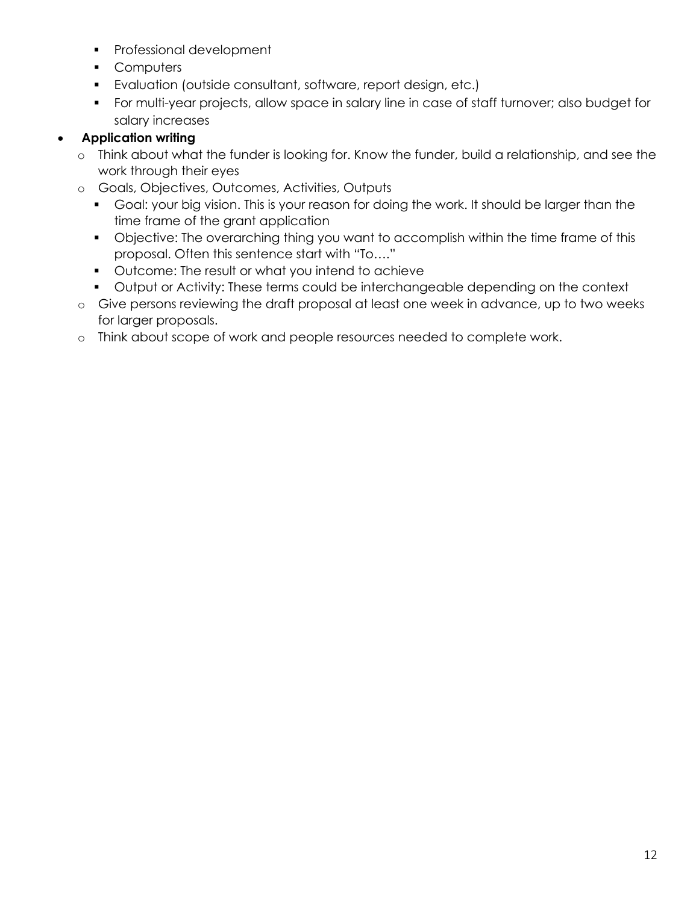- Professional development
        - Computers
        - Evaluation (outside consultant, software, report design, etc.)
        - For multi-year projects, allow space in salary line in case of staff turnover; also budget for salary increases

- **Application writing**
    - Think about what the funder is looking for. Know the funder, build a relationship, and see the work through their eyes
    - Goals, Objectives, Outcomes, Activities, Outputs
        - Goal: your big vision. This is your reason for doing the work. It should be larger than the time frame of the grant application
        - Objective: The overarching thing you want to accomplish within the time frame of this proposal. Often this sentence start with "To…."
        - Outcome: The result or what you intend to achieve
        - Output or Activity: These terms could be interchangeable depending on the context
    - Give persons reviewing the draft proposal at least one week in advance, up to two weeks for larger proposals.
    - Think about scope of work and people resources needed to complete work.